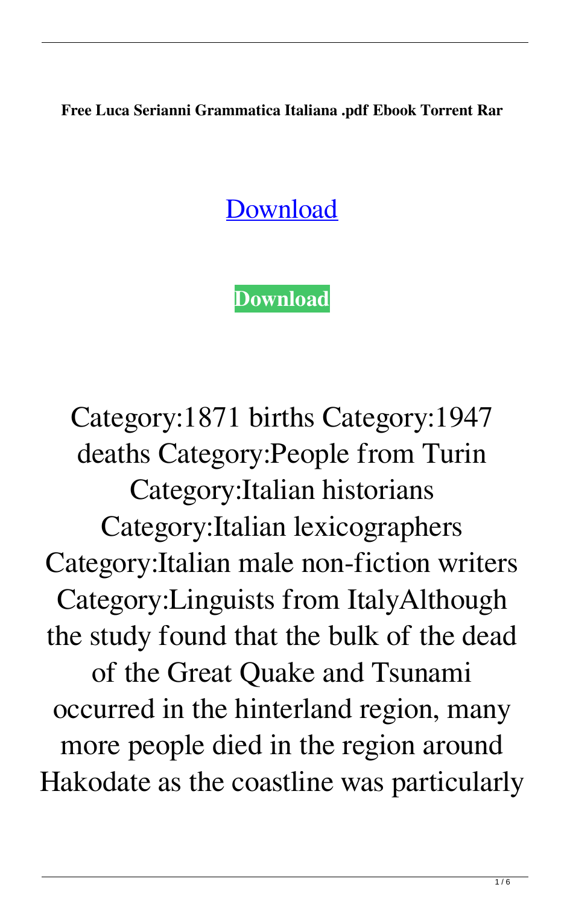**Free Luca Serianni Grammatica Italiana .pdf Ebook Torrent Rar**

Download

**Download**

Category:1871 births Category:1947 deaths Category:People from Turin Category:Italian historians Category:Italian lexicographers Category:Italian male non-fiction writers Category:Linguists from ItalyAlthough the study found that the bulk of the dead of the Great Quake and Tsunami occurred in the hinterland region, many more people died in the region around Hakodate as the coastline was particularly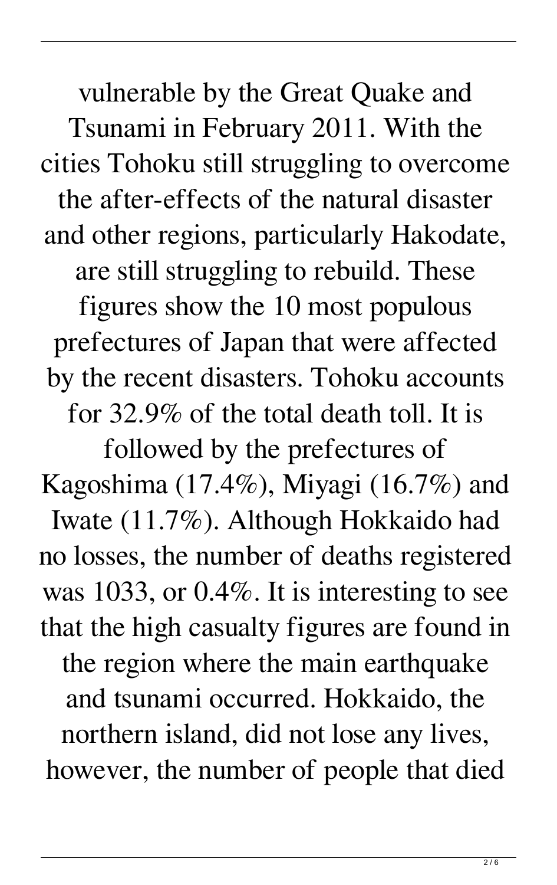vulnerable by the Great Quake and Tsunami in February 2011. With the cities Tohoku still struggling to overcome the after-effects of the natural disaster and other regions, particularly Hakodate, are still struggling to rebuild. These figures show the 10 most populous prefectures of Japan that were affected by the recent disasters. Tohoku accounts for 32.9% of the total death toll. It is followed by the prefectures of Kagoshima (17.4%), Miyagi (16.7%) and Iwate (11.7%). Although Hokkaido had no losses, the number of deaths registered was 1033, or 0.4%. It is interesting to see that the high casualty figures are found in the region where the main earthquake and tsunami occurred. Hokkaido, the northern island, did not lose any lives, however, the number of people that died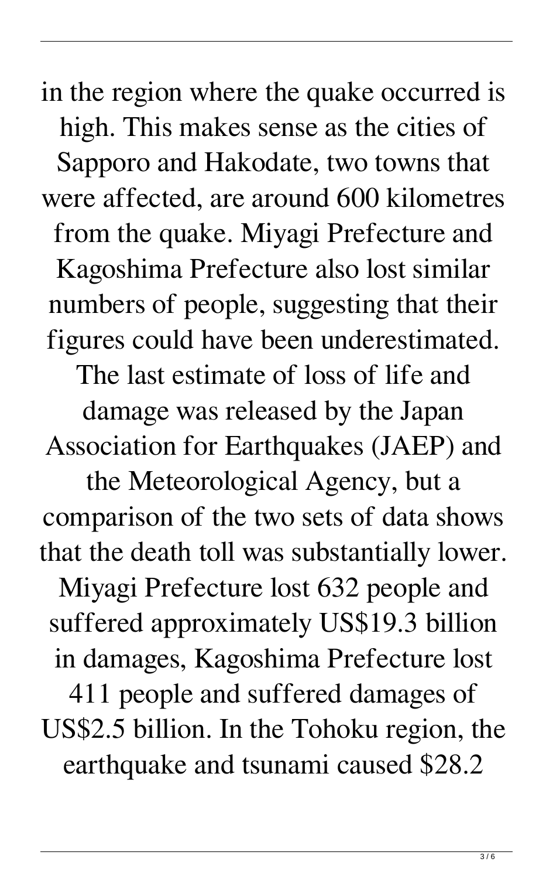in the region where the quake occurred is high. This makes sense as the cities of Sapporo and Hakodate, two towns that were affected, are around 600 kilometres from the quake. Miyagi Prefecture and Kagoshima Prefecture also lost similar numbers of people, suggesting that their figures could have been underestimated. The last estimate of loss of life and damage was released by the Japan Association for Earthquakes (JAEP) and the Meteorological Agency, but a comparison of the two sets of data shows that the death toll was substantially lower. Miyagi Prefecture lost 632 people and suffered approximately US$19.3 billion in damages, Kagoshima Prefecture lost 411 people and suffered damages of US$2.5 billion. In the Tohoku region, the earthquake and tsunami caused $28.2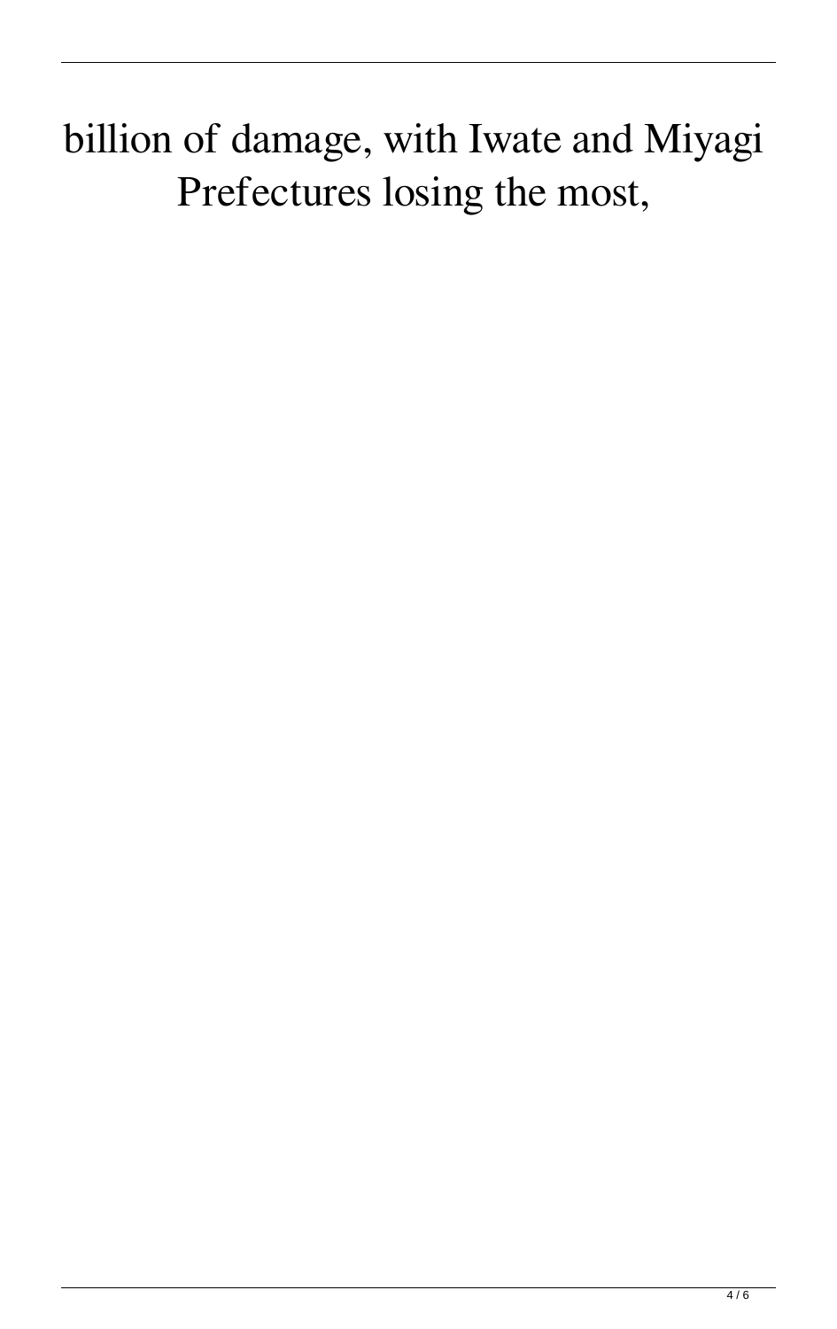billion of damage, with Iwate and Miyagi Prefectures losing the most,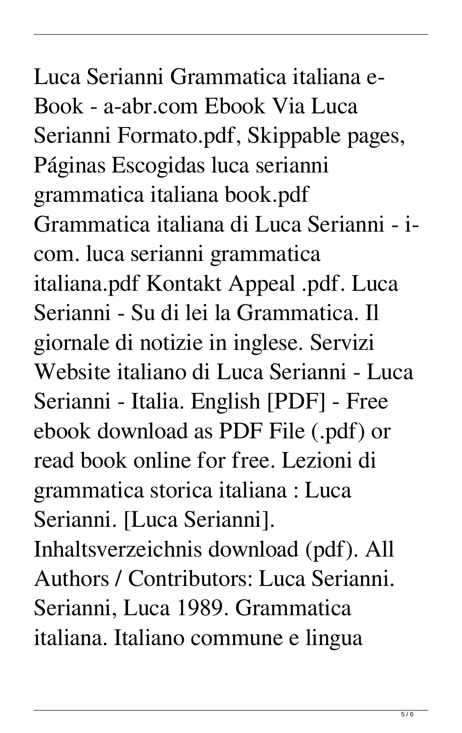Luca Serianni Grammatica italiana e-Book - a-abr.com Ebook Via Luca Serianni Formato.pdf, Skippable pages, Páginas Escogidas luca serianni grammatica italiana book.pdf Grammatica italiana di Luca Serianni - i-com. luca serianni grammatica italiana.pdf Kontakt Appeal .pdf. Luca Serianni - Su di lei la Grammatica. Il giornale di notizie in inglese. Servizi Website italiano di Luca Serianni - Luca Serianni - Italia. English [PDF] - Free ebook download as PDF File (.pdf) or read book online for free. Lezioni di grammatica storica italiana : Luca Serianni. [Luca Serianni]. Inhaltsverzeichnis download (pdf). All Authors / Contributors: Luca Serianni. Serianni, Luca 1989. Grammatica italiana. Italiano commune e lingua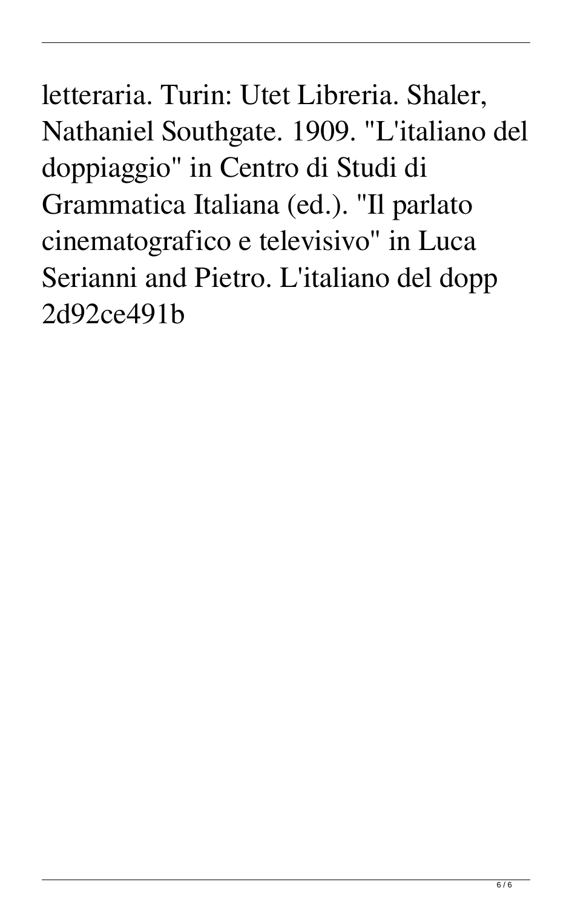letteraria. Turin: Utet Libreria. Shaler, Nathaniel Southgate. 1909. "L'italiano del doppiaggio" in Centro di Studi di Grammatica Italiana (ed.). "Il parlato cinematografico e televisivo" in Luca Serianni and Pietro. L'italiano del dopp 2d92ce491b